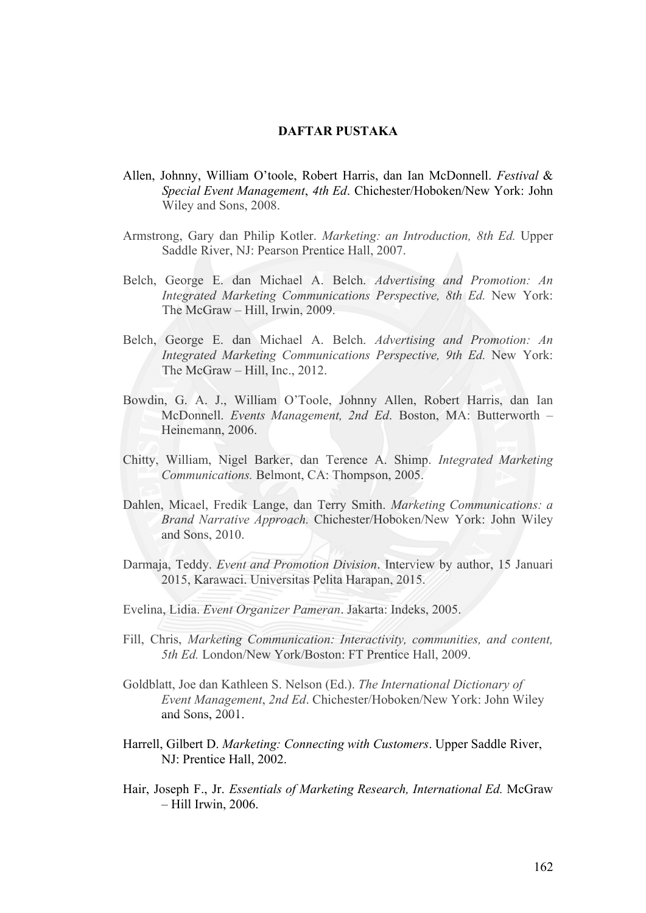# DAFTAR PUSTAKA

Allen, Johnny, William O'toole, Robert Harris, dan Ian McDonnell. *Festival & Special Event Management*, *4th Ed*. Chichester/Hoboken/New York: John Wiley and Sons, 2008.

Armstrong, Gary dan Philip Kotler. *Marketing: an Introduction, 8th Ed.* Upper Saddle River, NJ: Pearson Prentice Hall, 2007.

Belch, George E. dan Michael A. Belch. *Advertising and Promotion: An Integrated Marketing Communications Perspective, 8th Ed.* New York: The McGraw – Hill, Irwin, 2009.

Belch, George E. dan Michael A. Belch. *Advertising and Promotion: An Integrated Marketing Communications Perspective, 9th Ed.* New York: The McGraw – Hill, Inc., 2012.

Bowdin, G. A. J., William O'Toole, Johnny Allen, Robert Harris, dan Ian McDonnell. *Events Management, 2nd Ed*. Boston, MA: Butterworth – Heinemann, 2006.

Chitty, William, Nigel Barker, dan Terence A. Shimp. *Integrated Marketing Communications.* Belmont, CA: Thompson, 2005.

Dahlen, Micael, Fredik Lange, dan Terry Smith. *Marketing Communications: a Brand Narrative Approach.* Chichester/Hoboken/New York: John Wiley and Sons, 2010.

Darmaja, Teddy. *Event and Promotion Division*. Interview by author, 15 Januari 2015, Karawaci. Universitas Pelita Harapan, 2015.

Evelina, Lidia. *Event Organizer Pameran*. Jakarta: Indeks, 2005.

Fill, Chris, *Marketing Communication: Interactivity, communities, and content, 5th Ed.* London/New York/Boston: FT Prentice Hall, 2009.

Goldblatt, Joe dan Kathleen S. Nelson (Ed.). *The International Dictionary of Event Management*, *2nd Ed*. Chichester/Hoboken/New York: John Wiley and Sons, 2001.

Harrell, Gilbert D. *Marketing: Connecting with Customers*. Upper Saddle River, NJ: Prentice Hall, 2002.

Hair, Joseph F., Jr. *Essentials of Marketing Research, International Ed.* McGraw – Hill Irwin, 2006.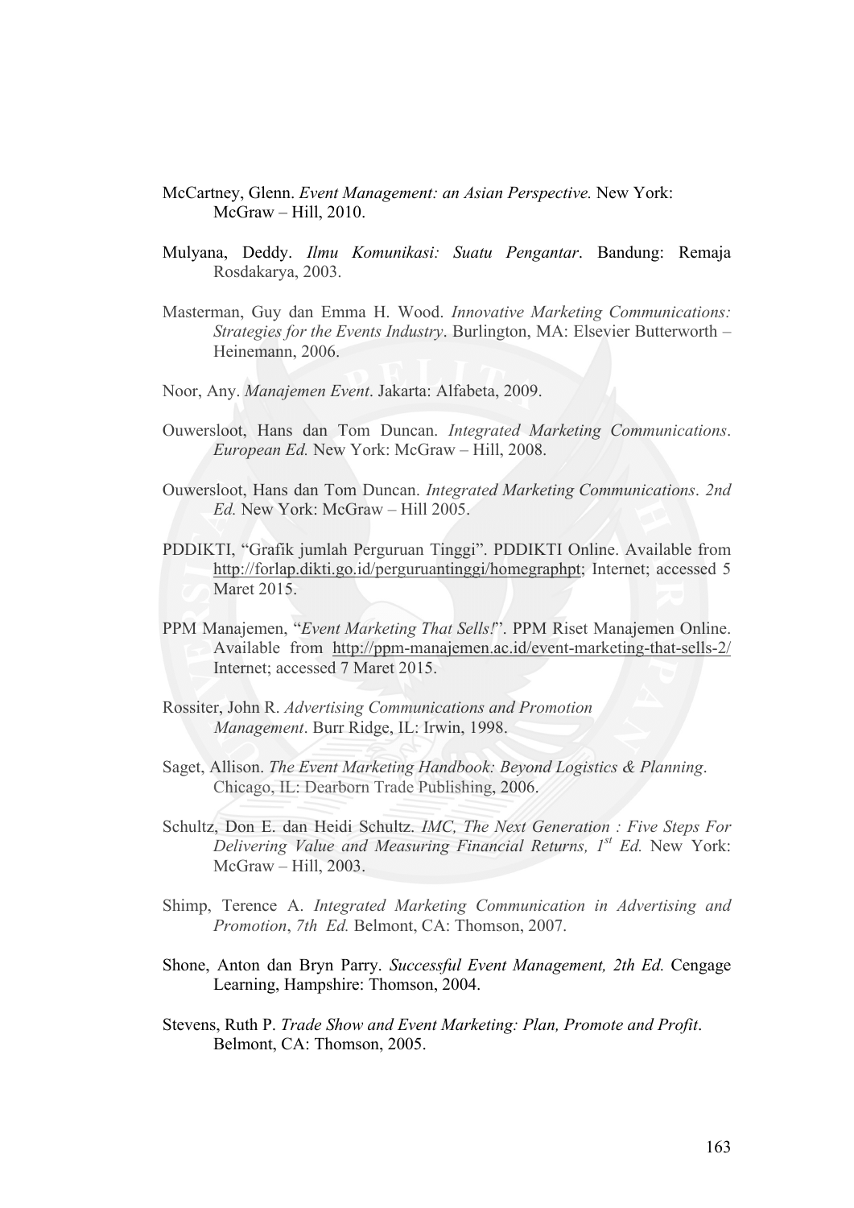McCartney, Glenn. *Event Management: an Asian Perspective.* New York: McGraw – Hill, 2010.

Mulyana, Deddy. *Ilmu Komunikasi: Suatu Pengantar*. Bandung: Remaja Rosdakarya, 2003.

Masterman, Guy dan Emma H. Wood. *Innovative Marketing Communications: Strategies for the Events Industry*. Burlington, MA: Elsevier Butterworth – Heinemann, 2006.

Noor, Any. *Manajemen Event*. Jakarta: Alfabeta, 2009.

Ouwersloot, Hans dan Tom Duncan. *Integrated Marketing Communications*. *European Ed.* New York: McGraw – Hill, 2008.

Ouwersloot, Hans dan Tom Duncan. *Integrated Marketing Communications*. *2nd Ed.* New York: McGraw – Hill 2005.

PDDIKTI, "Grafik jumlah Perguruan Tinggi". PDDIKTI Online. Available from http://forlap.dikti.go.id/perguruantinggi/homegraphpt; Internet; accessed 5 Maret 2015.

PPM Manajemen, "*Event Marketing That Sells!*". PPM Riset Manajemen Online. Available from http://ppm-manajemen.ac.id/event-marketing-that-sells-2/ Internet; accessed 7 Maret 2015.

Rossiter, John R. *Advertising Communications and Promotion Management*. Burr Ridge, IL: Irwin, 1998.

Saget, Allison. *The Event Marketing Handbook: Beyond Logistics & Planning*. Chicago, IL: Dearborn Trade Publishing, 2006.

Schultz, Don E. dan Heidi Schultz. *IMC, The Next Generation : Five Steps For Delivering Value and Measuring Financial Returns, 1st Ed.* New York: McGraw – Hill, 2003.

Shimp, Terence A. *Integrated Marketing Communication in Advertising and Promotion*, *7th Ed.* Belmont, CA: Thomson, 2007.

Shone, Anton dan Bryn Parry. *Successful Event Management, 2th Ed.* Cengage Learning, Hampshire: Thomson, 2004.

Stevens, Ruth P. *Trade Show and Event Marketing: Plan, Promote and Profit*. Belmont, CA: Thomson, 2005.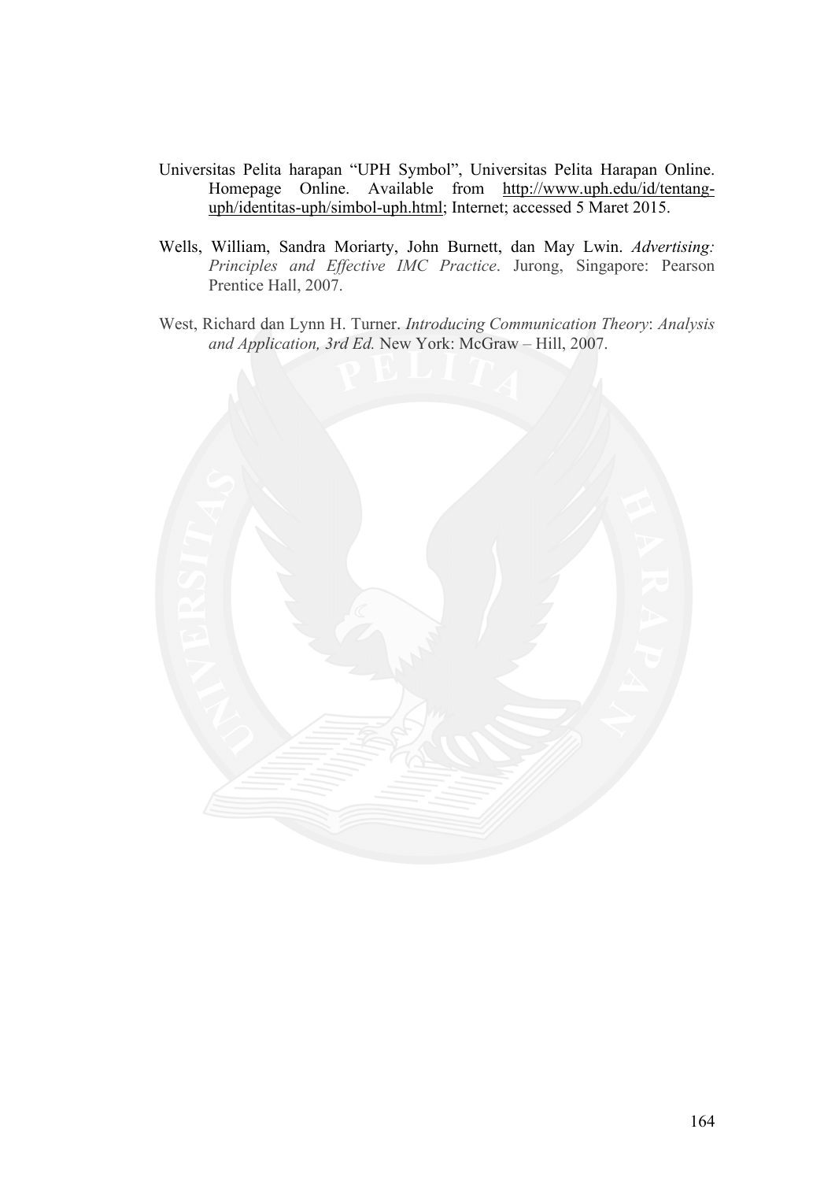Universitas Pelita harapan "UPH Symbol", Universitas Pelita Harapan Online. Homepage Online. Available from http://www.uph.edu/id/tentang-uph/identitas-uph/simbol-uph.html; Internet; accessed 5 Maret 2015.

Wells, William, Sandra Moriarty, John Burnett, dan May Lwin. *Advertising: Principles and Effective IMC Practice*. Jurong, Singapore: Pearson Prentice Hall, 2007.

West, Richard dan Lynn H. Turner. *Introducing Communication Theory*: *Analysis and Application, 3rd Ed.* New York: McGraw – Hill, 2007.